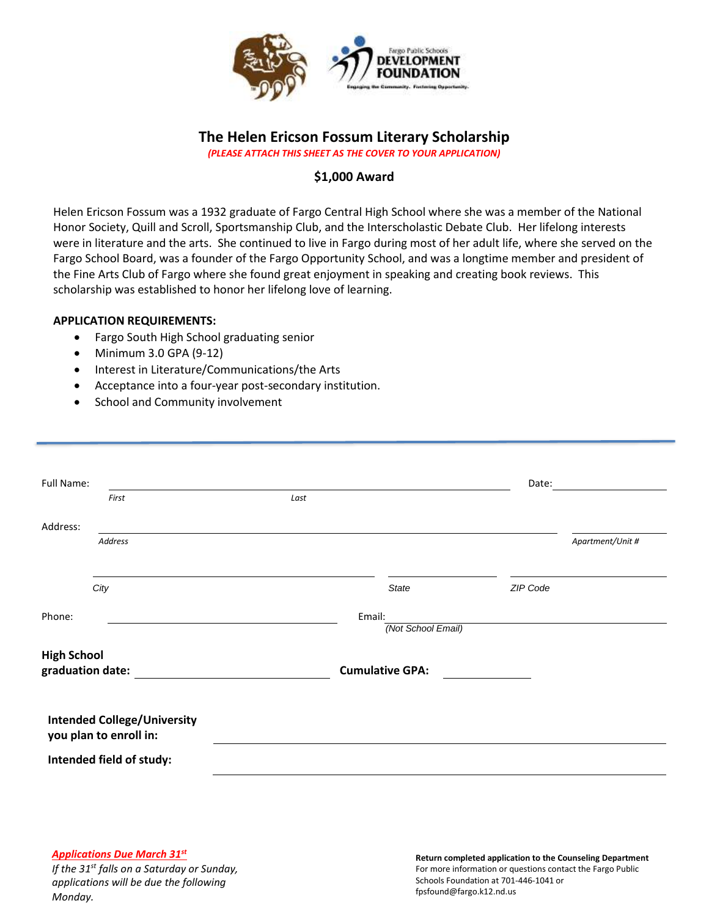Fargo Public Schools DEVELOPMENT FOUNDATION

Engaging the Community. Fostering Opportunity.

# The Helen Ericson Fossum Literary Scholarship

*(PLEASE ATTACH THIS SHEET AS THE COVER TO YOUR APPLICATION)*

**$1,000 Award**

Helen Ericson Fossum was a 1932 graduate of Fargo Central High School where she was a member of the National Honor Society, Quill and Scroll, Sportsmanship Club, and the Interscholastic Debate Club. Her lifelong interests were in literature and the arts. She continued to live in Fargo during most of her adult life, where she served on the Fargo School Board, was a founder of the Fargo Opportunity School, and was a longtime member and president of the Fine Arts Club of Fargo where she found great enjoyment in speaking and creating book reviews. This scholarship was established to honor her lifelong love of learning.

**APPLICATION REQUIREMENTS:**

- Fargo South High School graduating senior
- Minimum 3.0 GPA (9-12)
- Interest in Literature/Communications/the Arts
- Acceptance into a four-year post-secondary institution.
- School and Community involvement

---

Full Name: ______________________________________ Date: ______________
*First* *Last*

Address: ______________________________________ ______________
*Address* *Apartment/Unit #*

______________________ ______________ ______________
*City* *State* *ZIP Code*

Phone: ______________________ Email: ______________________
*(Not School Email)*

**High School graduation date:** ______________________ **Cumulative GPA:** ______________

**Intended College/University you plan to enroll in:** ______________________________________

**Intended field of study:** ______________________________________

***Applications Due March 31st***
*If the 31st falls on a Saturday or Sunday, applications will be due the following Monday.*

**Return completed application to the Counseling Department**
For more information or questions contact the Fargo Public Schools Foundation at 701-446-1041 or fpsfound@fargo.k12.nd.us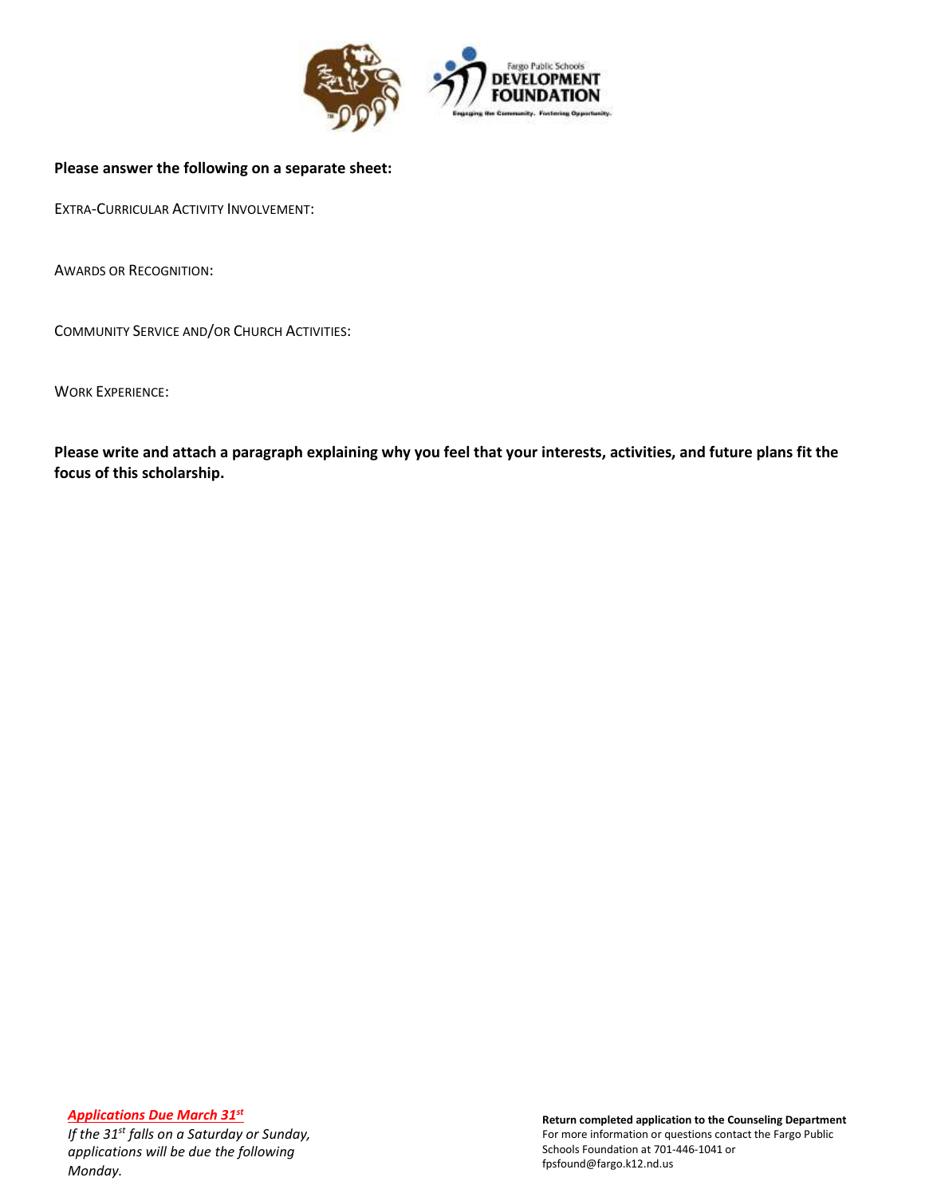**Please answer the following on a separate sheet:**

EXTRA-CURRICULAR ACTIVITY INVOLVEMENT:

AWARDS OR RECOGNITION:

COMMUNITY SERVICE AND/OR CHURCH ACTIVITIES:

WORK EXPERIENCE:

**Please write and attach a paragraph explaining why you feel that your interests, activities, and future plans fit the focus of this scholarship.**

***Applications Due March 31st***
*If the 31st falls on a Saturday or Sunday, applications will be due the following Monday.*

**Return completed application to the Counseling Department**
For more information or questions contact the Fargo Public Schools Foundation at 701-446-1041 or fpsfound@fargo.k12.nd.us